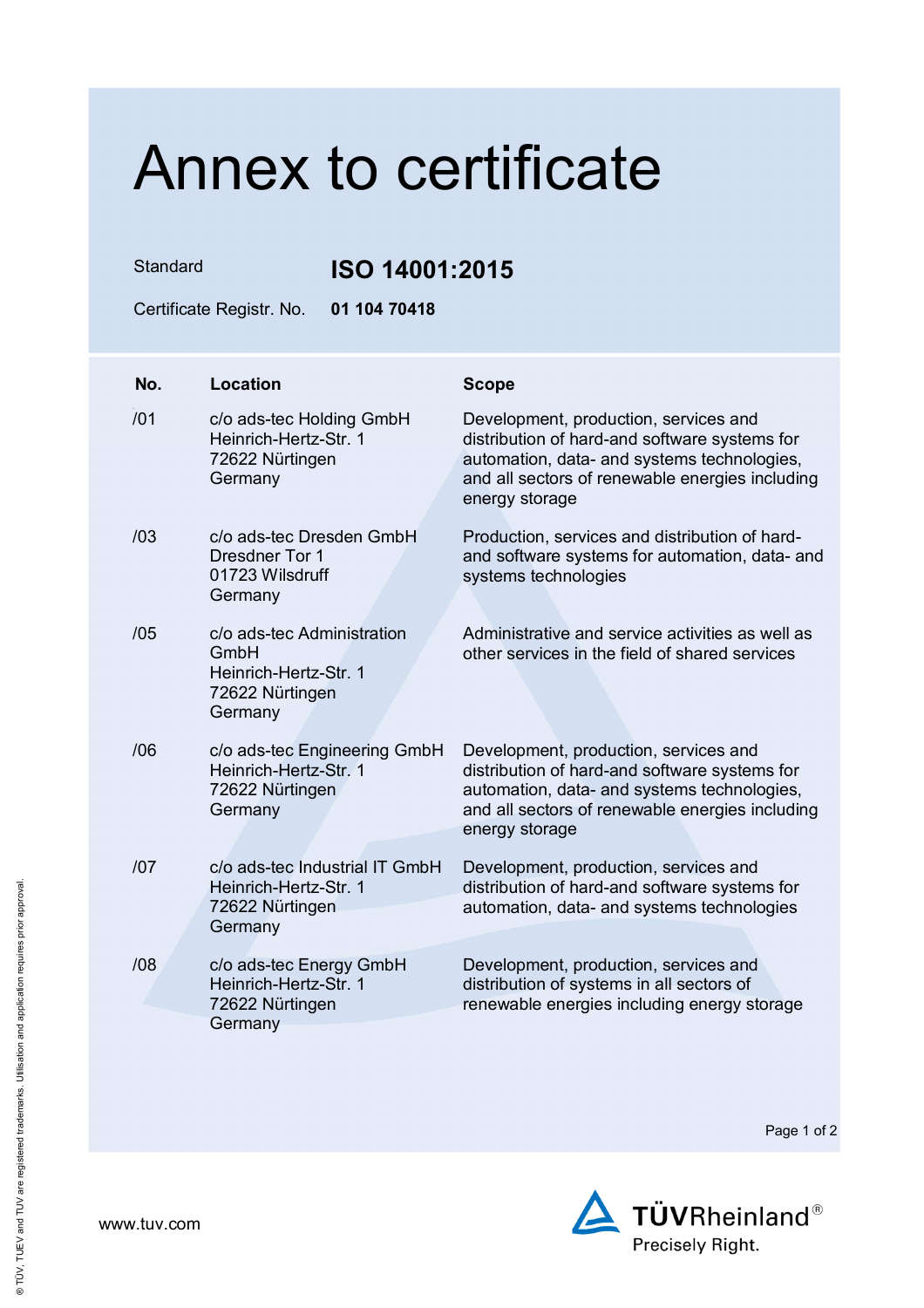# Annex to certificate

Standard **ISO 14001:2015**

Certificate Registr. No. **01 104 70418**

| No. | Location | Scope |
|---|---|---|
| /01 | c/o ads-tec Holding GmbH<br>Heinrich-Hertz-Str. 1<br>72622 Nürtingen<br>Germany | Development, production, services and distribution of hard-and software systems for automation, data- and systems technologies, and all sectors of renewable energies including energy storage |
| /03 | c/o ads-tec Dresden GmbH<br>Dresdner Tor 1<br>01723 Wilsdruff<br>Germany | Production, services and distribution of hard- and software systems for automation, data- and systems technologies |
| /05 | c/o ads-tec Administration GmbH<br>Heinrich-Hertz-Str. 1<br>72622 Nürtingen<br>Germany | Administrative and service activities as well as other services in the field of shared services |
| /06 | c/o ads-tec Engineering GmbH<br>Heinrich-Hertz-Str. 1<br>72622 Nürtingen<br>Germany | Development, production, services and distribution of hard-and software systems for automation, data- and systems technologies, and all sectors of renewable energies including energy storage |
| /07 | c/o ads-tec Industrial IT GmbH<br>Heinrich-Hertz-Str. 1<br>72622 Nürtingen<br>Germany | Development, production, services and distribution of hard-and software systems for automation, data- and systems technologies |
| /08 | c/o ads-tec Energy GmbH<br>Heinrich-Hertz-Str. 1<br>72622 Nürtingen<br>Germany | Development, production, services and distribution of systems in all sectors of renewable energies including energy storage |

www.tuv.com

TÜVRheinland®
Precisely Right.

® TÜV, TUEV and TUV are registered trademarks. Utilisation and application requires prior approval.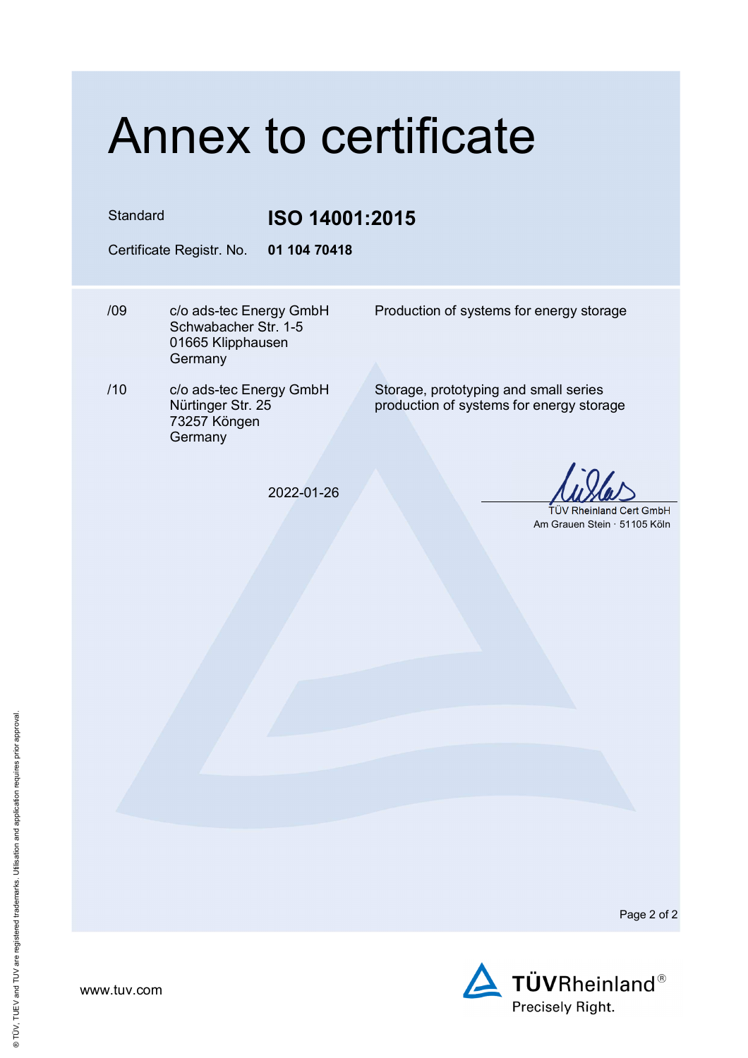# Annex to certificate

Standard **ISO 14001:2015**

Certificate Registr. No. **01 104 70418**

| | | |
|---|---|---|
| /09 | c/o ads-tec Energy GmbH<br>Schwabacher Str. 1-5<br>01665 Klipphausen<br>Germany | Production of systems for energy storage |
| /10 | c/o ads-tec Energy GmbH<br>Nürtinger Str. 25<br>73257 Köngen<br>Germany | Storage, prototyping and small series production of systems for energy storage |

2022-01-26

TÜV Rheinland Cert GmbH
Am Grauen Stein · 51105 Köln

www.tuv.com

TÜVRheinland®
Precisely Right.

® TÜV, TUEV and TUV are registered trademarks. Utilisation and application requires prior approval.